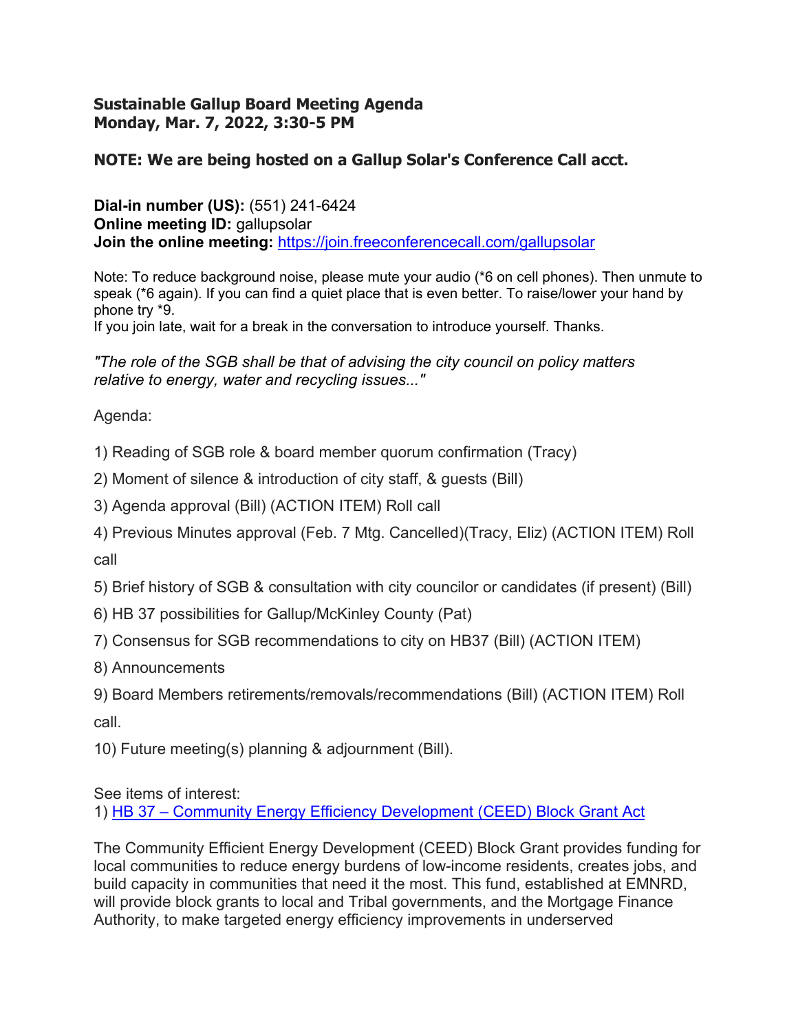**Sustainable Gallup Board Meeting Agenda**
**Monday, Mar. 7, 2022, 3:30-5 PM**

**NOTE: We are being hosted on a Gallup Solar's Conference Call acct.**

**Dial-in number (US):** (551) 241-6424
**Online meeting ID:** gallupsolar
**Join the online meeting:** [https://join.freeconferencecall.com/gallupsolar](https://join.freeconferencecall.com/gallupsolar)

Note: To reduce background noise, please mute your audio (*6 on cell phones). Then unmute to speak (*6 again). If you can find a quiet place that is even better. To raise/lower your hand by phone try *9.
If you join late, wait for a break in the conversation to introduce yourself. Thanks.

*"The role of the SGB shall be that of advising the city council on policy matters relative to energy, water and recycling issues..."*

Agenda:

1) Reading of SGB role & board member quorum confirmation (Tracy)

2) Moment of silence & introduction of city staff, & guests (Bill)

3) Agenda approval (Bill) (ACTION ITEM) Roll call

4) Previous Minutes approval (Feb. 7 Mtg. Cancelled)(Tracy, Eliz) (ACTION ITEM) Roll call

5) Brief history of SGB & consultation with city councilor or candidates (if present) (Bill)

6) HB 37 possibilities for Gallup/McKinley County (Pat)

7) Consensus for SGB recommendations to city on HB37 (Bill) (ACTION ITEM)

8) Announcements

9) Board Members retirements/removals/recommendations (Bill) (ACTION ITEM) Roll call.

10) Future meeting(s) planning & adjournment (Bill).

See items of interest:
1) HB 37 – Community Energy Efficiency Development (CEED) Block Grant Act

The Community Efficient Energy Development (CEED) Block Grant provides funding for local communities to reduce energy burdens of low-income residents, creates jobs, and build capacity in communities that need it the most. This fund, established at EMNRD, will provide block grants to local and Tribal governments, and the Mortgage Finance Authority, to make targeted energy efficiency improvements in underserved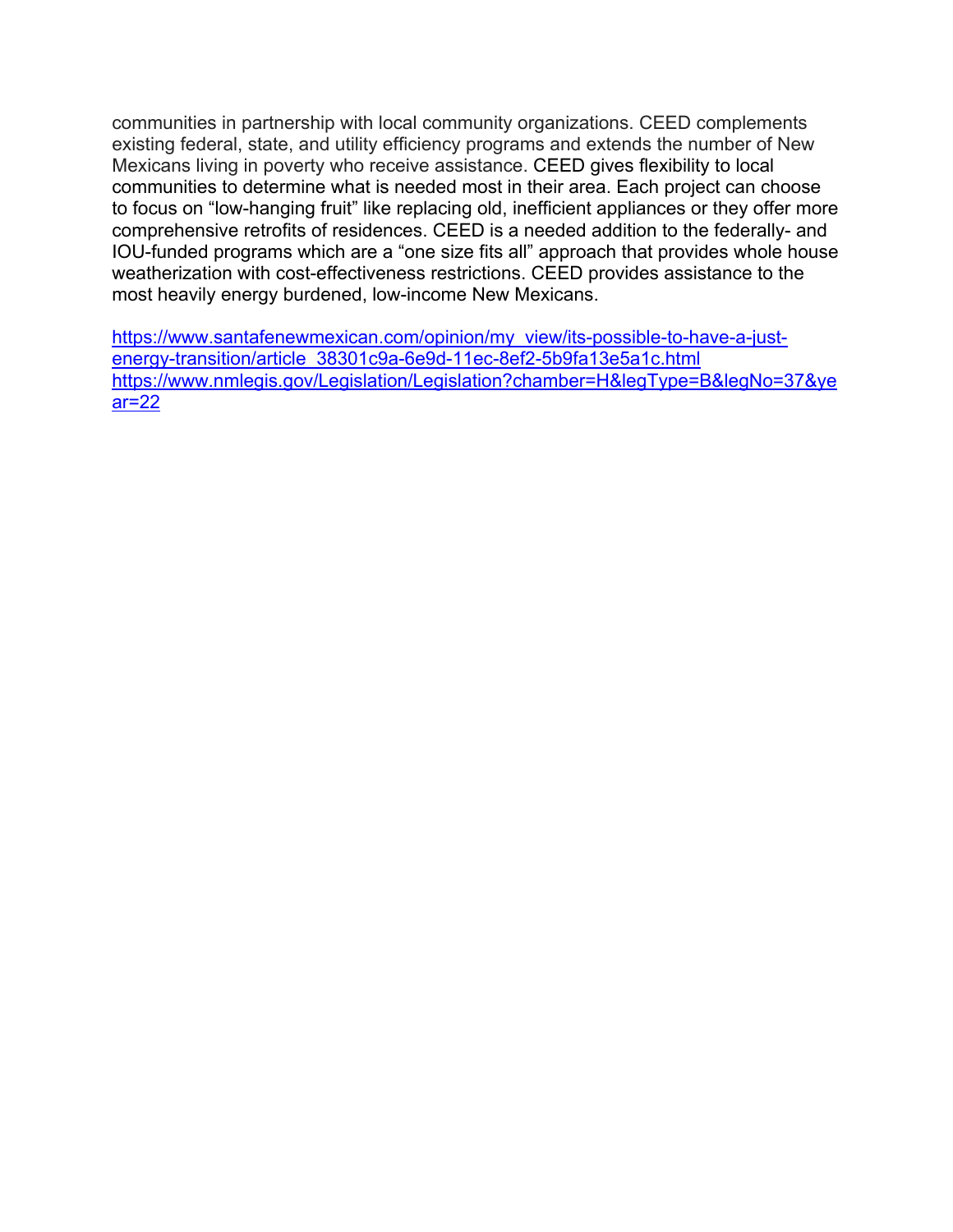communities in partnership with local community organizations. CEED complements existing federal, state, and utility efficiency programs and extends the number of New Mexicans living in poverty who receive assistance. CEED gives flexibility to local communities to determine what is needed most in their area. Each project can choose to focus on "low-hanging fruit" like replacing old, inefficient appliances or they offer more comprehensive retrofits of residences. CEED is a needed addition to the federally- and IOU-funded programs which are a "one size fits all" approach that provides whole house weatherization with cost-effectiveness restrictions. CEED provides assistance to the most heavily energy burdened, low-income New Mexicans.

https://www.santafenewmexican.com/opinion/my_view/its-possible-to-have-a-just-energy-transition/article_38301c9a-6e9d-11ec-8ef2-5b9fa13e5a1c.html
https://www.nmlegis.gov/Legislation/Legislation?chamber=H&legType=B&legNo=37&year=22